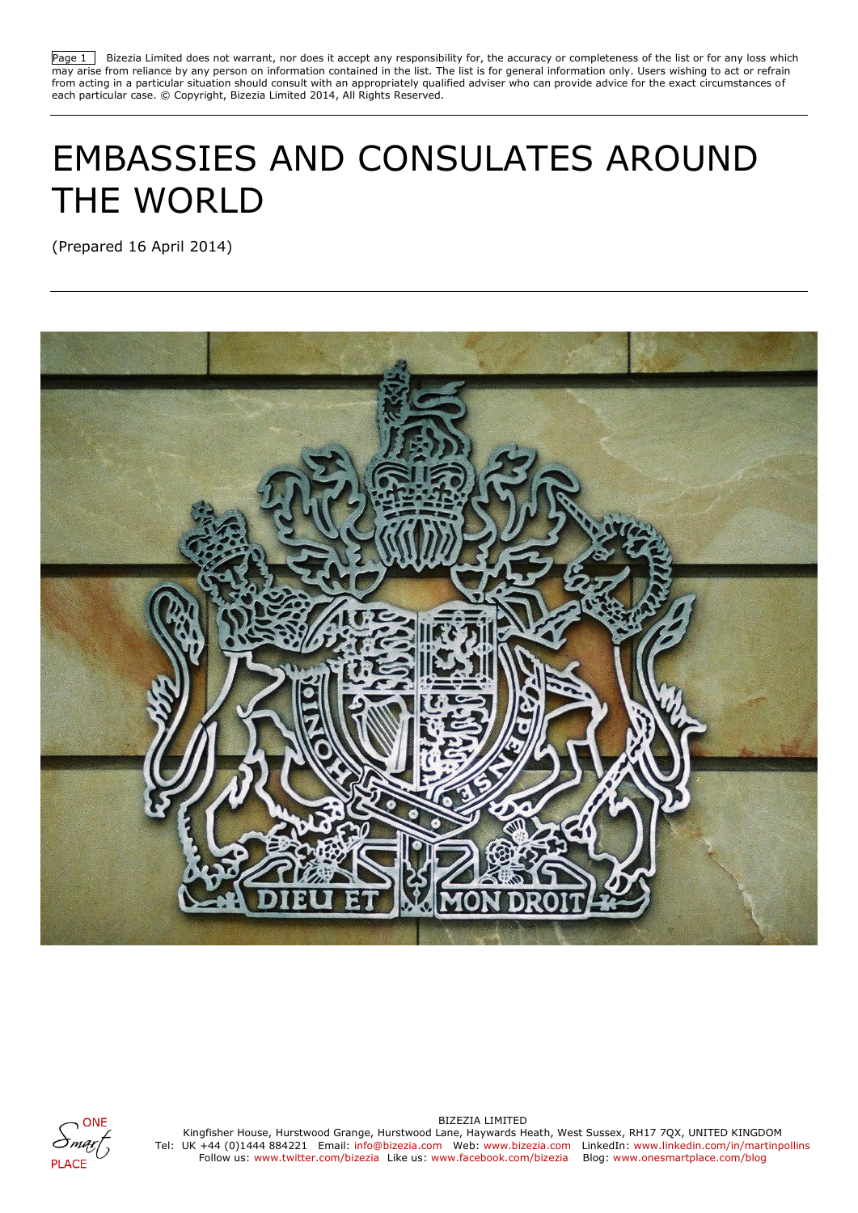Bizezia Limited does not warrant, nor does it accept any responsibility for, the accuracy or completeness of the list or for any loss which may arise from reliance by any person on information contained in the list. The list is for general information only. Users wishing to act or refrain from acting in a particular situation should consult with an appropriately qualified adviser who can provide advice for the exact circumstances of each particular case. © Copyright, Bizezia Limited 2014, All Rights Reserved.

# EMBASSIES AND CONSULATES AROUND THE WORLD

(Prepared 16 April 2014)

BIZEZIA LIMITED
Kingfisher House, Hurstwood Grange, Hurstwood Lane, Haywards Heath, West Sussex, RH17 7QX, UNITED KINGDOM
Tel: UK +44 (0)1444 884221 Email: info@bizezia.com Web: www.bizezia.com LinkedIn: www.linkedin.com/in/martinpollins
Follow us: www.twitter.com/bizezia Like us: www.facebook.com/bizezia Blog: www.onesmartplace.com/blog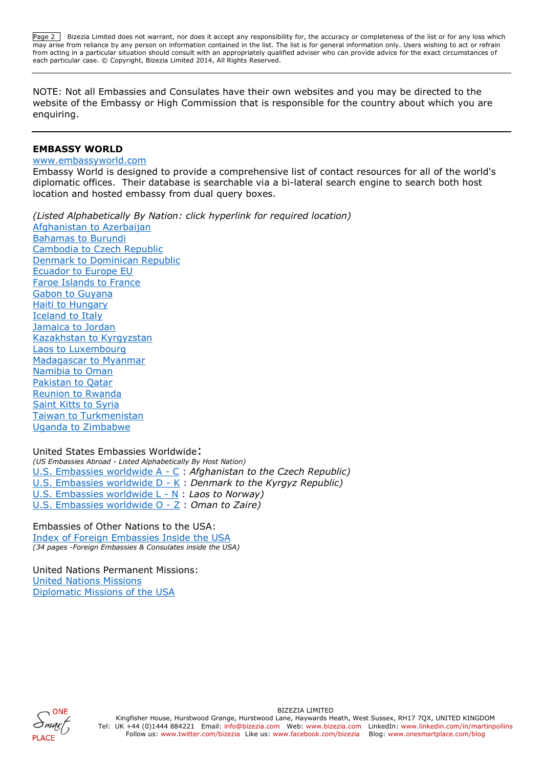NOTE: Not all Embassies and Consulates have their own websites and you may be directed to the website of the Embassy or High Commission that is responsible for the country about which you are enquiring.

---

**EMBASSY WORLD**

www.embassyworld.com

Embassy World is designed to provide a comprehensive list of contact resources for all of the world's diplomatic offices. Their database is searchable via a bi-lateral search engine to search both host location and hosted embassy from dual query boxes.

*(Listed Alphabetically By Nation: click hyperlink for required location)*

Afghanistan to Azerbaijan
Bahamas to Burundi
Cambodia to Czech Republic
Denmark to Dominican Republic
Ecuador to Europe EU
Faroe Islands to France
Gabon to Guyana
Haiti to Hungary
Iceland to Italy
Jamaica to Jordan
Kazakhstan to Kyrgyzstan
Laos to Luxembourg
Madagascar to Myanmar
Namibia to Oman
Pakistan to Qatar
Reunion to Rwanda
Saint Kitts to Syria
Taiwan to Turkmenistan
Uganda to Zimbabwe

United States Embassies Worldwide:
*(US Embassies Abroad - Listed Alphabetically By Host Nation)*
U.S. Embassies worldwide A - C : *Afghanistan to the Czech Republic)*
U.S. Embassies worldwide D - K : *Denmark to the Kyrgyz Republic)*
U.S. Embassies worldwide L - N : *Laos to Norway)*
U.S. Embassies worldwide O - Z : *Oman to Zaire)*

Embassies of Other Nations to the USA:
Index of Foreign Embassies Inside the USA
*(34 pages -Foreign Embassies & Consulates inside the USA)*

United Nations Permanent Missions:
United Nations Missions
Diplomatic Missions of the USA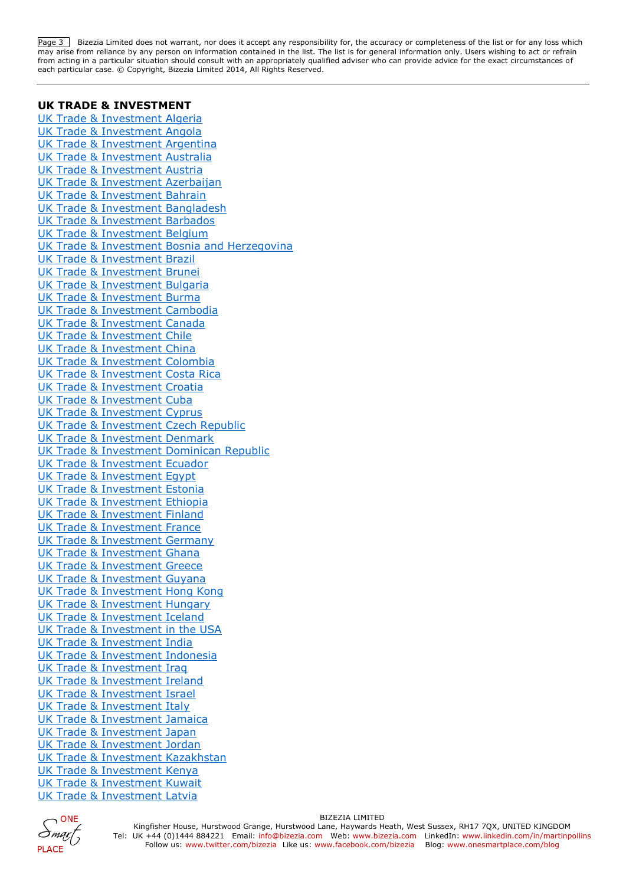## UK TRADE & INVESTMENT

UK Trade & Investment Algeria
UK Trade & Investment Angola
UK Trade & Investment Argentina
UK Trade & Investment Australia
UK Trade & Investment Austria
UK Trade & Investment Azerbaijan
UK Trade & Investment Bahrain
UK Trade & Investment Bangladesh
UK Trade & Investment Barbados
UK Trade & Investment Belgium
UK Trade & Investment Bosnia and Herzegovina
UK Trade & Investment Brazil
UK Trade & Investment Brunei
UK Trade & Investment Bulgaria
UK Trade & Investment Burma
UK Trade & Investment Cambodia
UK Trade & Investment Canada
UK Trade & Investment Chile
UK Trade & Investment China
UK Trade & Investment Colombia
UK Trade & Investment Costa Rica
UK Trade & Investment Croatia
UK Trade & Investment Cuba
UK Trade & Investment Cyprus
UK Trade & Investment Czech Republic
UK Trade & Investment Denmark
UK Trade & Investment Dominican Republic
UK Trade & Investment Ecuador
UK Trade & Investment Egypt
UK Trade & Investment Estonia
UK Trade & Investment Ethiopia
UK Trade & Investment Finland
UK Trade & Investment France
UK Trade & Investment Germany
UK Trade & Investment Ghana
UK Trade & Investment Greece
UK Trade & Investment Guyana
UK Trade & Investment Hong Kong
UK Trade & Investment Hungary
UK Trade & Investment Iceland
UK Trade & Investment in the USA
UK Trade & Investment India
UK Trade & Investment Indonesia
UK Trade & Investment Iraq
UK Trade & Investment Ireland
UK Trade & Investment Israel
UK Trade & Investment Italy
UK Trade & Investment Jamaica
UK Trade & Investment Japan
UK Trade & Investment Jordan
UK Trade & Investment Kazakhstan
UK Trade & Investment Kenya
UK Trade & Investment Kuwait
UK Trade & Investment Latvia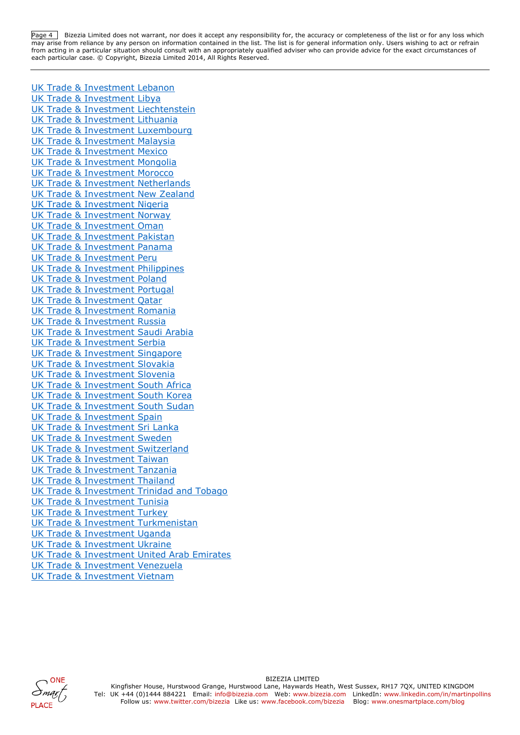UK Trade & Investment Lebanon
UK Trade & Investment Libya
UK Trade & Investment Liechtenstein
UK Trade & Investment Lithuania
UK Trade & Investment Luxembourg
UK Trade & Investment Malaysia
UK Trade & Investment Mexico
UK Trade & Investment Mongolia
UK Trade & Investment Morocco
UK Trade & Investment Netherlands
UK Trade & Investment New Zealand
UK Trade & Investment Nigeria
UK Trade & Investment Norway
UK Trade & Investment Oman
UK Trade & Investment Pakistan
UK Trade & Investment Panama
UK Trade & Investment Peru
UK Trade & Investment Philippines
UK Trade & Investment Poland
UK Trade & Investment Portugal
UK Trade & Investment Qatar
UK Trade & Investment Romania
UK Trade & Investment Russia
UK Trade & Investment Saudi Arabia
UK Trade & Investment Serbia
UK Trade & Investment Singapore
UK Trade & Investment Slovakia
UK Trade & Investment Slovenia
UK Trade & Investment South Africa
UK Trade & Investment South Korea
UK Trade & Investment South Sudan
UK Trade & Investment Spain
UK Trade & Investment Sri Lanka
UK Trade & Investment Sweden
UK Trade & Investment Switzerland
UK Trade & Investment Taiwan
UK Trade & Investment Tanzania
UK Trade & Investment Thailand
UK Trade & Investment Trinidad and Tobago
UK Trade & Investment Tunisia
UK Trade & Investment Turkey
UK Trade & Investment Turkmenistan
UK Trade & Investment Uganda
UK Trade & Investment Ukraine
UK Trade & Investment United Arab Emirates
UK Trade & Investment Venezuela
UK Trade & Investment Vietnam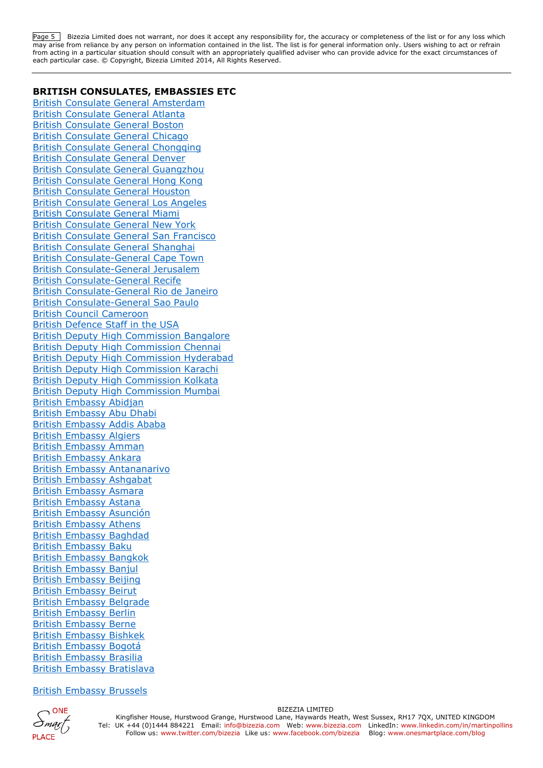## BRITISH CONSULATES, EMBASSIES ETC

British Consulate General Amsterdam
British Consulate General Atlanta
British Consulate General Boston
British Consulate General Chicago
British Consulate General Chongqing
British Consulate General Denver
British Consulate General Guangzhou
British Consulate General Hong Kong
British Consulate General Houston
British Consulate General Los Angeles
British Consulate General Miami
British Consulate General New York
British Consulate General San Francisco
British Consulate General Shanghai
British Consulate-General Cape Town
British Consulate-General Jerusalem
British Consulate-General Recife
British Consulate-General Rio de Janeiro
British Consulate-General Sao Paulo
British Council Cameroon
British Defence Staff in the USA
British Deputy High Commission Bangalore
British Deputy High Commission Chennai
British Deputy High Commission Hyderabad
British Deputy High Commission Karachi
British Deputy High Commission Kolkata
British Deputy High Commission Mumbai
British Embassy Abidjan
British Embassy Abu Dhabi
British Embassy Addis Ababa
British Embassy Algiers
British Embassy Amman
British Embassy Ankara
British Embassy Antananarivo
British Embassy Ashgabat
British Embassy Asmara
British Embassy Astana
British Embassy Asunción
British Embassy Athens
British Embassy Baghdad
British Embassy Baku
British Embassy Bangkok
British Embassy Banjul
British Embassy Beijing
British Embassy Beirut
British Embassy Belgrade
British Embassy Berlin
British Embassy Berne
British Embassy Bishkek
British Embassy Bogotá
British Embassy Brasilia
British Embassy Bratislava

British Embassy Brussels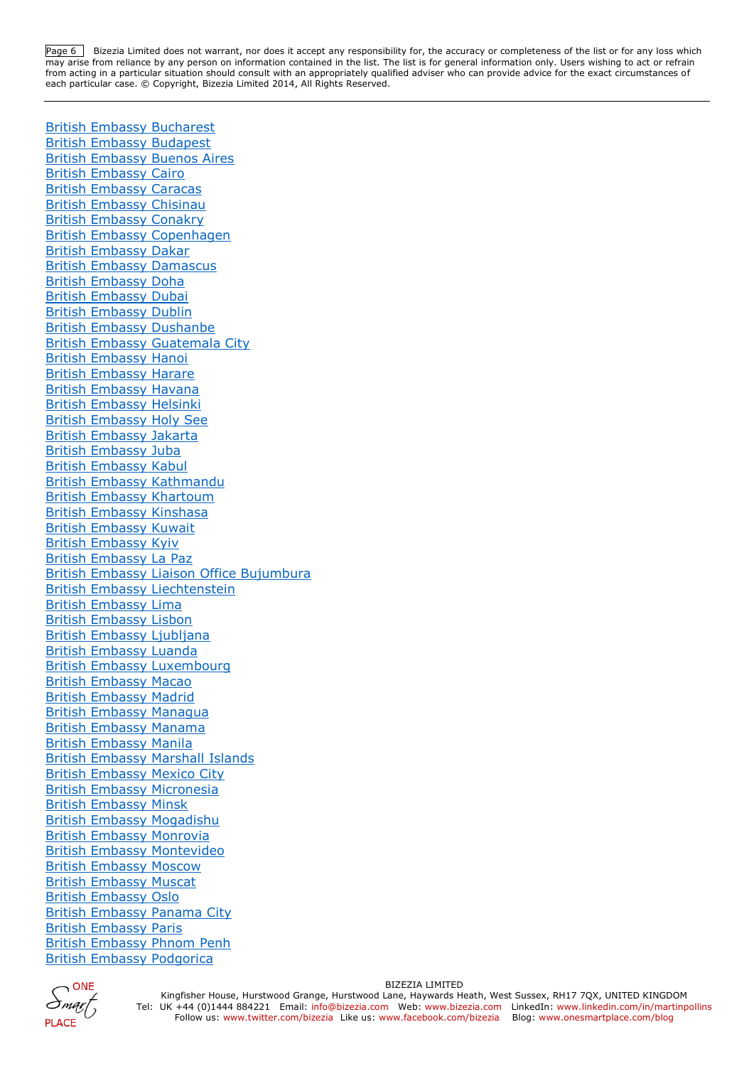British Embassy Bucharest
British Embassy Budapest
British Embassy Buenos Aires
British Embassy Cairo
British Embassy Caracas
British Embassy Chisinau
British Embassy Conakry
British Embassy Copenhagen
British Embassy Dakar
British Embassy Damascus
British Embassy Doha
British Embassy Dubai
British Embassy Dublin
British Embassy Dushanbe
British Embassy Guatemala City
British Embassy Hanoi
British Embassy Harare
British Embassy Havana
British Embassy Helsinki
British Embassy Holy See
British Embassy Jakarta
British Embassy Juba
British Embassy Kabul
British Embassy Kathmandu
British Embassy Khartoum
British Embassy Kinshasa
British Embassy Kuwait
British Embassy Kyiv
British Embassy La Paz
British Embassy Liaison Office Bujumbura
British Embassy Liechtenstein
British Embassy Lima
British Embassy Lisbon
British Embassy Ljubljana
British Embassy Luanda
British Embassy Luxembourg
British Embassy Macao
British Embassy Madrid
British Embassy Managua
British Embassy Manama
British Embassy Manila
British Embassy Marshall Islands
British Embassy Mexico City
British Embassy Micronesia
British Embassy Minsk
British Embassy Mogadishu
British Embassy Monrovia
British Embassy Montevideo
British Embassy Moscow
British Embassy Muscat
British Embassy Oslo
British Embassy Panama City
British Embassy Paris
British Embassy Phnom Penh
British Embassy Podgorica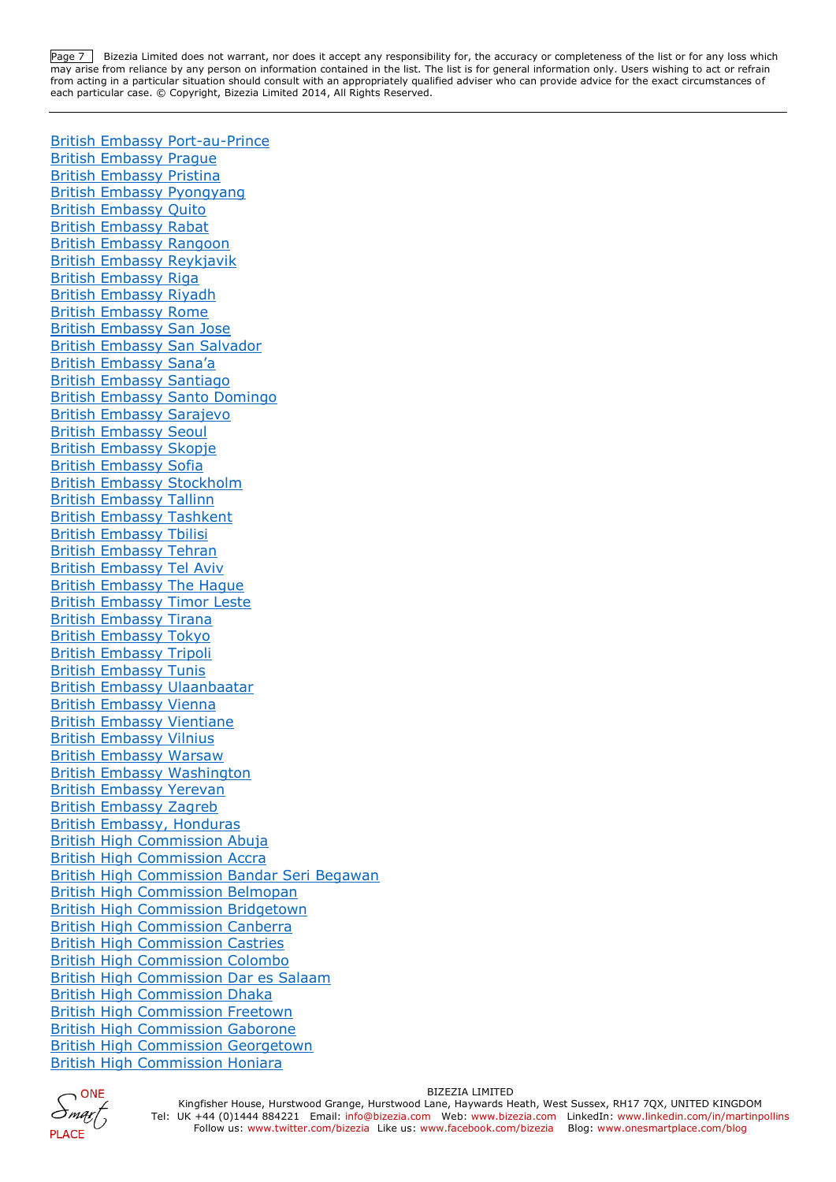British Embassy Port-au-Prince
British Embassy Prague
British Embassy Pristina
British Embassy Pyongyang
British Embassy Quito
British Embassy Rabat
British Embassy Rangoon
British Embassy Reykjavik
British Embassy Riga
British Embassy Riyadh
British Embassy Rome
British Embassy San Jose
British Embassy San Salvador
British Embassy Sana'a
British Embassy Santiago
British Embassy Santo Domingo
British Embassy Sarajevo
British Embassy Seoul
British Embassy Skopje
British Embassy Sofia
British Embassy Stockholm
British Embassy Tallinn
British Embassy Tashkent
British Embassy Tbilisi
British Embassy Tehran
British Embassy Tel Aviv
British Embassy The Hague
British Embassy Timor Leste
British Embassy Tirana
British Embassy Tokyo
British Embassy Tripoli
British Embassy Tunis
British Embassy Ulaanbaatar
British Embassy Vienna
British Embassy Vientiane
British Embassy Vilnius
British Embassy Warsaw
British Embassy Washington
British Embassy Yerevan
British Embassy Zagreb
British Embassy, Honduras
British High Commission Abuja
British High Commission Accra
British High Commission Bandar Seri Begawan
British High Commission Belmopan
British High Commission Bridgetown
British High Commission Canberra
British High Commission Castries
British High Commission Colombo
British High Commission Dar es Salaam
British High Commission Dhaka
British High Commission Freetown
British High Commission Gaborone
British High Commission Georgetown
British High Commission Honiara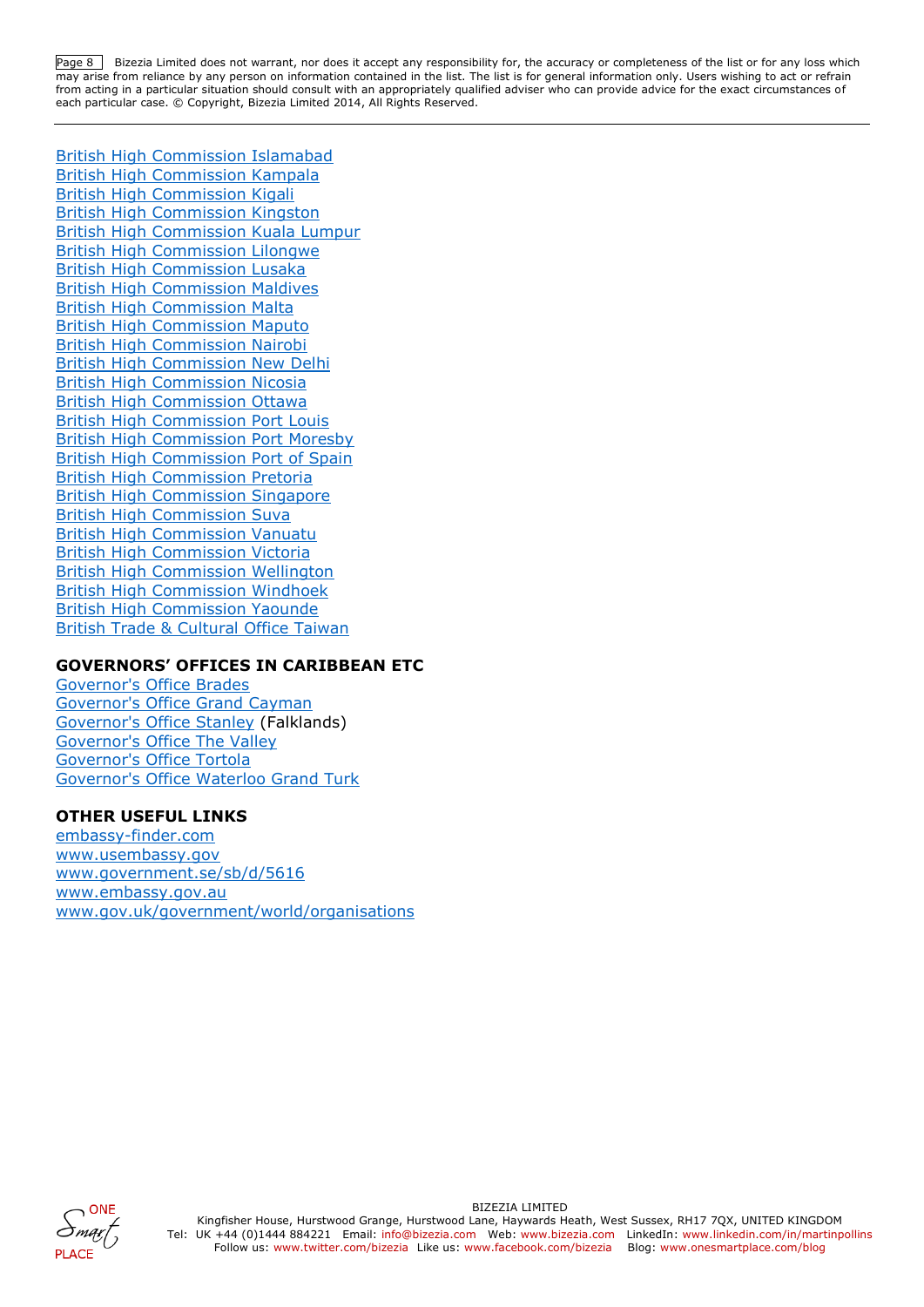British High Commission Islamabad
British High Commission Kampala
British High Commission Kigali
British High Commission Kingston
British High Commission Kuala Lumpur
British High Commission Lilongwe
British High Commission Lusaka
British High Commission Maldives
British High Commission Malta
British High Commission Maputo
British High Commission Nairobi
British High Commission New Delhi
British High Commission Nicosia
British High Commission Ottawa
British High Commission Port Louis
British High Commission Port Moresby
British High Commission Port of Spain
British High Commission Pretoria
British High Commission Singapore
British High Commission Suva
British High Commission Vanuatu
British High Commission Victoria
British High Commission Wellington
British High Commission Windhoek
British High Commission Yaounde
British Trade & Cultural Office Taiwan

**GOVERNORS' OFFICES IN CARIBBEAN ETC**

Governor's Office Brades
Governor's Office Grand Cayman
Governor's Office Stanley (Falklands)
Governor's Office The Valley
Governor's Office Tortola
Governor's Office Waterloo Grand Turk

**OTHER USEFUL LINKS**

embassy-finder.com
www.usembassy.gov
www.government.se/sb/d/5616
www.embassy.gov.au
www.gov.uk/government/world/organisations